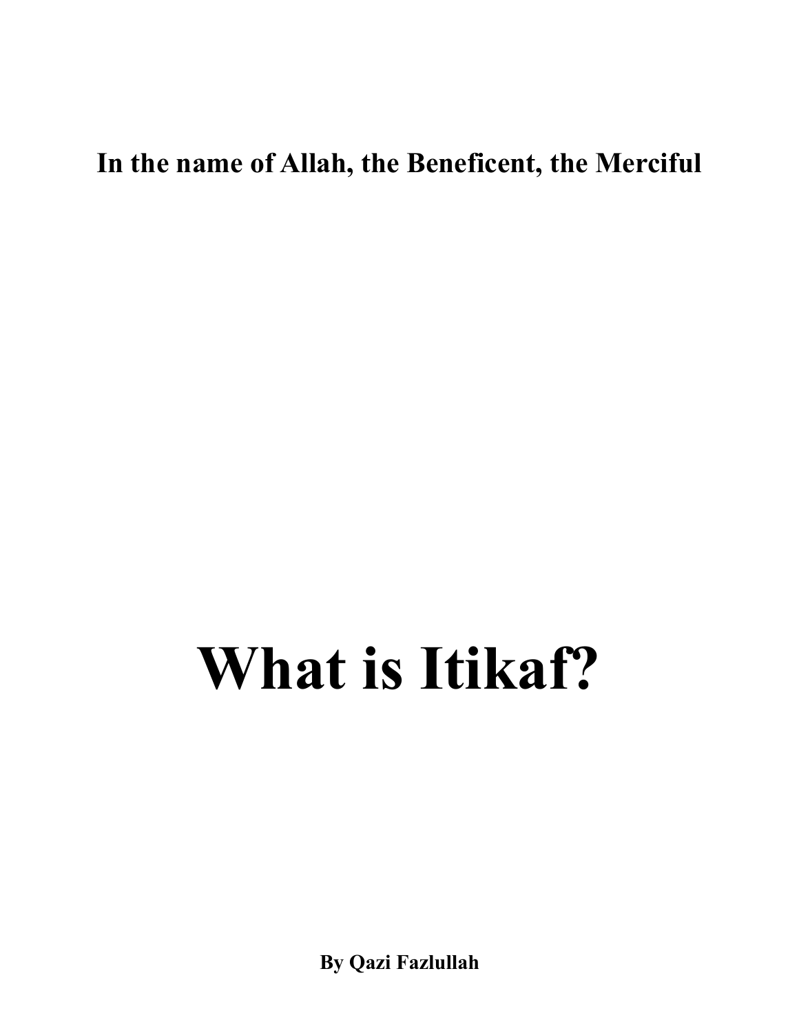**In the name of Allah, the Beneficent, the Merciful**

# What is Itikaf?

**By Qazi Fazlullah**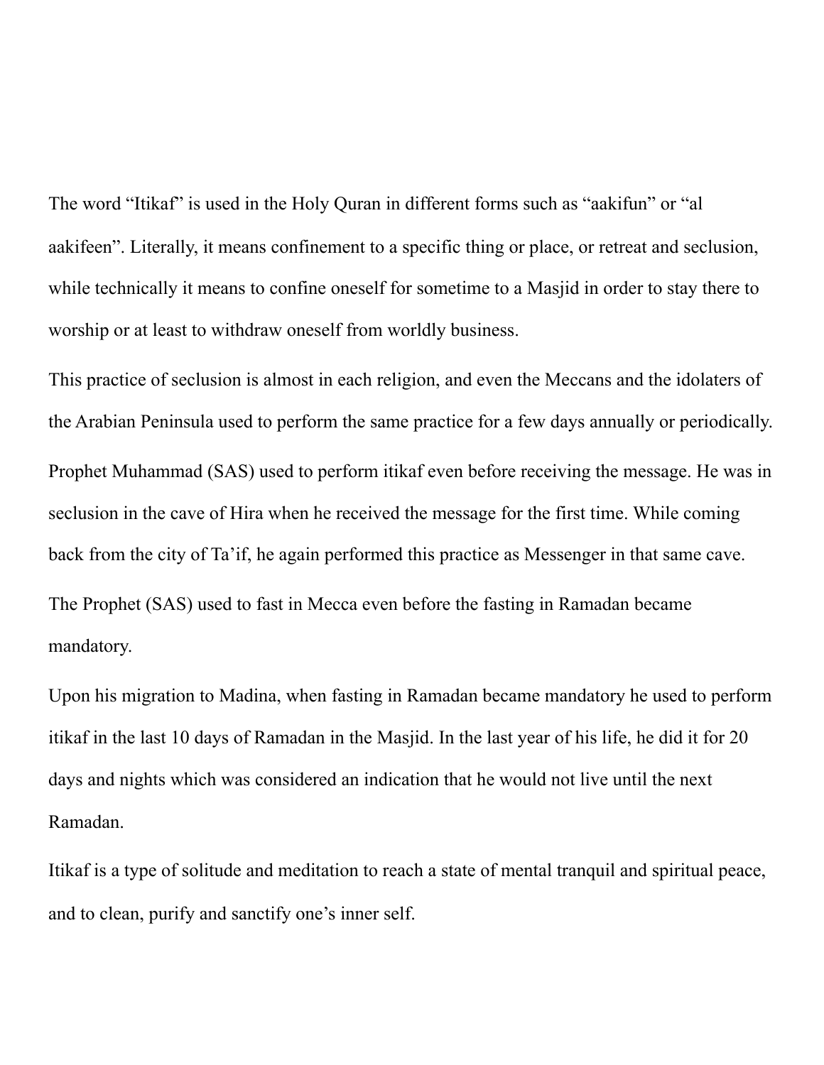The word "Itikaf" is used in the Holy Quran in different forms such as "aakifun" or "al aakifeen". Literally, it means confinement to a specific thing or place, or retreat and seclusion, while technically it means to confine oneself for sometime to a Masjid in order to stay there to worship or at least to withdraw oneself from worldly business.

This practice of seclusion is almost in each religion, and even the Meccans and the idolaters of the Arabian Peninsula used to perform the same practice for a few days annually or periodically.

Prophet Muhammad (SAS) used to perform itikaf even before receiving the message. He was in seclusion in the cave of Hira when he received the message for the first time. While coming back from the city of Ta'if, he again performed this practice as Messenger in that same cave.

The Prophet (SAS) used to fast in Mecca even before the fasting in Ramadan became mandatory.

Upon his migration to Madina, when fasting in Ramadan became mandatory he used to perform itikaf in the last 10 days of Ramadan in the Masjid. In the last year of his life, he did it for 20 days and nights which was considered an indication that he would not live until the next Ramadan.

Itikaf is a type of solitude and meditation to reach a state of mental tranquil and spiritual peace, and to clean, purify and sanctify one's inner self.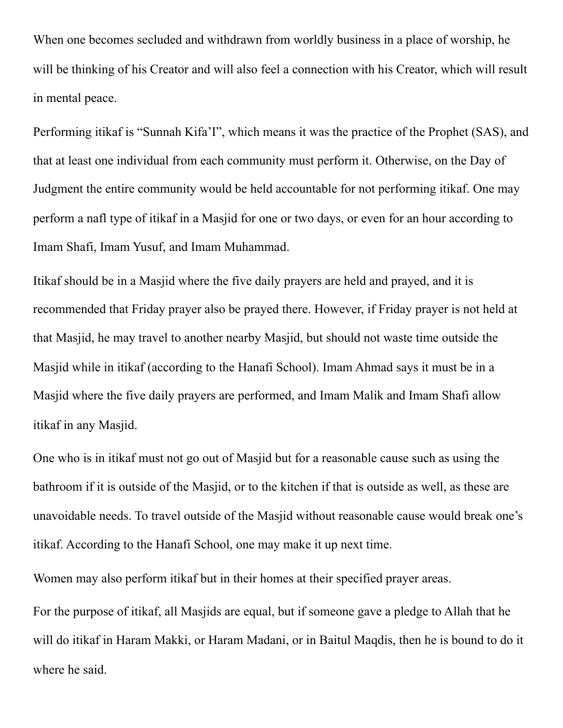When one becomes secluded and withdrawn from worldly business in a place of worship, he will be thinking of his Creator and will also feel a connection with his Creator, which will result in mental peace.

Performing itikaf is "Sunnah Kifa'I", which means it was the practice of the Prophet (SAS), and that at least one individual from each community must perform it. Otherwise, on the Day of Judgment the entire community would be held accountable for not performing itikaf. One may perform a nafl type of itikaf in a Masjid for one or two days, or even for an hour according to Imam Shafi, Imam Yusuf, and Imam Muhammad.

Itikaf should be in a Masjid where the five daily prayers are held and prayed, and it is recommended that Friday prayer also be prayed there. However, if Friday prayer is not held at that Masjid, he may travel to another nearby Masjid, but should not waste time outside the Masjid while in itikaf (according to the Hanafi School). Imam Ahmad says it must be in a Masjid where the five daily prayers are performed, and Imam Malik and Imam Shafi allow itikaf in any Masjid.

One who is in itikaf must not go out of Masjid but for a reasonable cause such as using the bathroom if it is outside of the Masjid, or to the kitchen if that is outside as well, as these are unavoidable needs. To travel outside of the Masjid without reasonable cause would break one's itikaf. According to the Hanafi School, one may make it up next time.

Women may also perform itikaf but in their homes at their specified prayer areas.

For the purpose of itikaf, all Masjids are equal, but if someone gave a pledge to Allah that he will do itikaf in Haram Makki, or Haram Madani, or in Baitul Maqdis, then he is bound to do it where he said.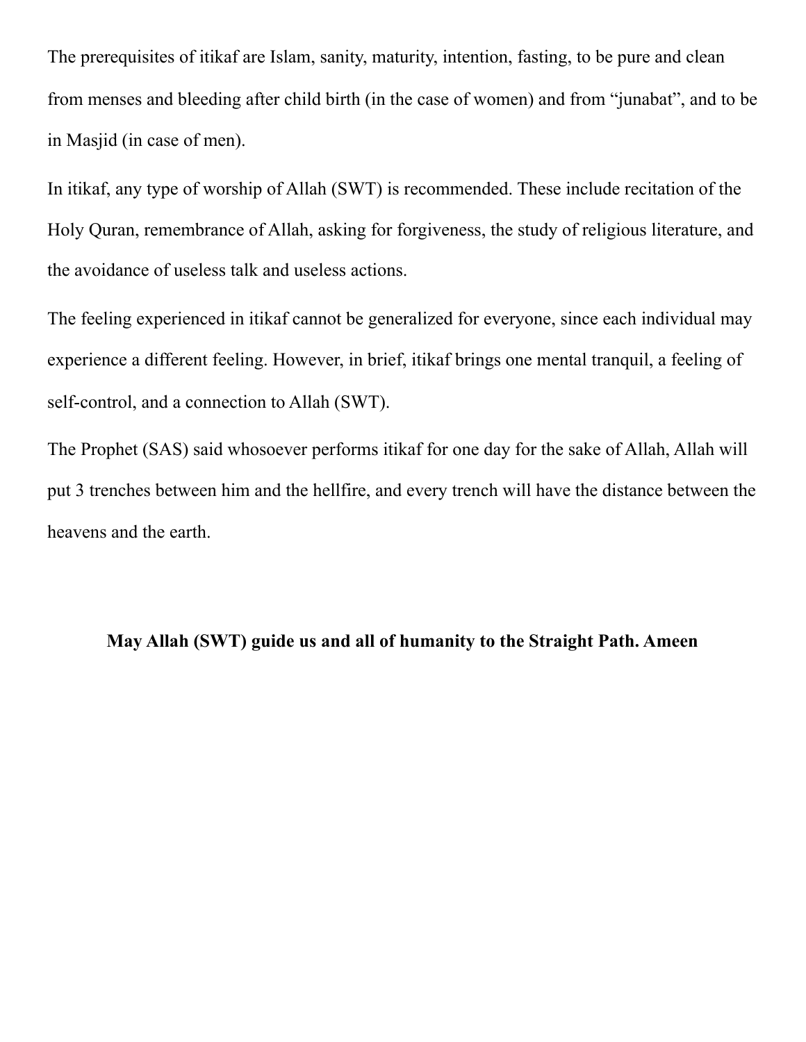The prerequisites of itikaf are Islam, sanity, maturity, intention, fasting, to be pure and clean from menses and bleeding after child birth (in the case of women) and from “junabat”, and to be in Masjid (in case of men).

In itikaf, any type of worship of Allah (SWT) is recommended. These include recitation of the Holy Quran, remembrance of Allah, asking for forgiveness, the study of religious literature, and the avoidance of useless talk and useless actions.

The feeling experienced in itikaf cannot be generalized for everyone, since each individual may experience a different feeling. However, in brief, itikaf brings one mental tranquil, a feeling of self-control, and a connection to Allah (SWT).

The Prophet (SAS) said whosoever performs itikaf for one day for the sake of Allah, Allah will put 3 trenches between him and the hellfire, and every trench will have the distance between the heavens and the earth.

**May Allah (SWT) guide us and all of humanity to the Straight Path. Ameen**